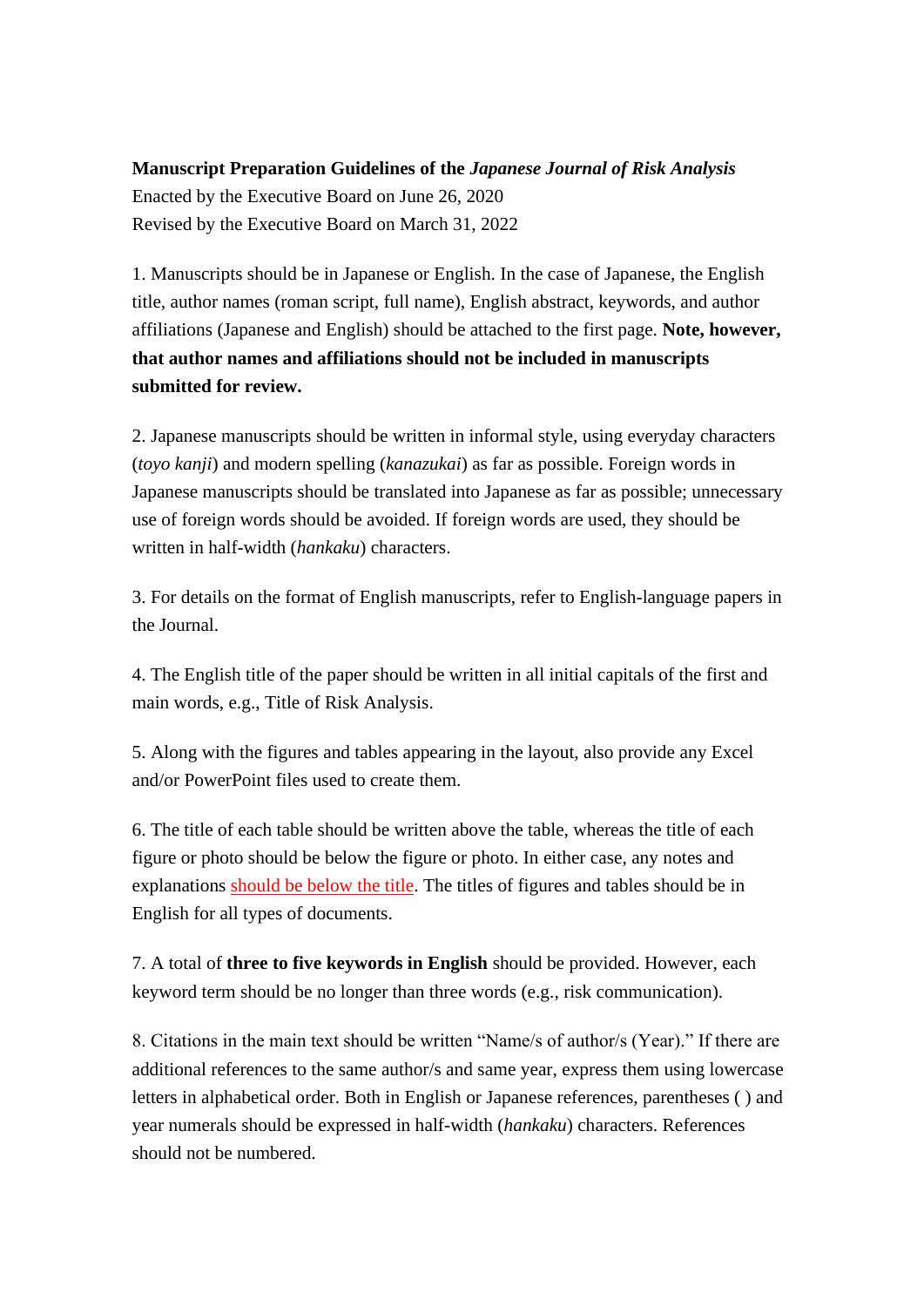**Manuscript Preparation Guidelines of the *Japanese Journal of Risk Analysis***

Enacted by the Executive Board on June 26, 2020

Revised by the Executive Board on March 31, 2022

1. Manuscripts should be in Japanese or English. In the case of Japanese, the English title, author names (roman script, full name), English abstract, keywords, and author affiliations (Japanese and English) should be attached to the first page. **Note, however, that author names and affiliations should not be included in manuscripts submitted for review.**

2. Japanese manuscripts should be written in informal style, using everyday characters (*toyo kanji*) and modern spelling (*kanazukai*) as far as possible. Foreign words in Japanese manuscripts should be translated into Japanese as far as possible; unnecessary use of foreign words should be avoided. If foreign words are used, they should be written in half-width (*hankaku*) characters.

3. For details on the format of English manuscripts, refer to English-language papers in the Journal.

4. The English title of the paper should be written in all initial capitals of the first and main words, e.g., Title of Risk Analysis.

5. Along with the figures and tables appearing in the layout, also provide any Excel and/or PowerPoint files used to create them.

6. The title of each table should be written above the table, whereas the title of each figure or photo should be below the figure or photo. In either case, any notes and explanations should be below the title. The titles of figures and tables should be in English for all types of documents.

7. A total of **three to five keywords in English** should be provided. However, each keyword term should be no longer than three words (e.g., risk communication).

8. Citations in the main text should be written "Name/s of author/s (Year)." If there are additional references to the same author/s and same year, express them using lowercase letters in alphabetical order. Both in English or Japanese references, parentheses ( ) and year numerals should be expressed in half-width (*hankaku*) characters. References should not be numbered.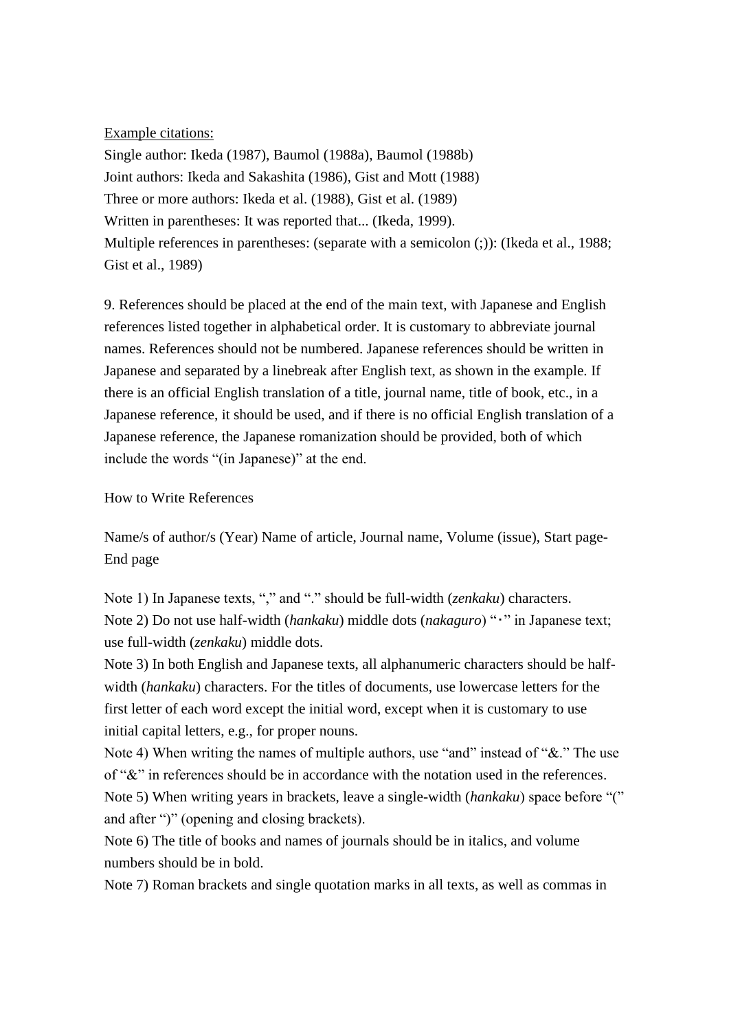Example citations:

Single author: Ikeda (1987), Baumol (1988a), Baumol (1988b)
Joint authors: Ikeda and Sakashita (1986), Gist and Mott (1988)
Three or more authors: Ikeda et al. (1988), Gist et al. (1989)
Written in parentheses: It was reported that... (Ikeda, 1999).
Multiple references in parentheses: (separate with a semicolon (;)): (Ikeda et al., 1988; Gist et al., 1989)

9. References should be placed at the end of the main text, with Japanese and English references listed together in alphabetical order. It is customary to abbreviate journal names. References should not be numbered. Japanese references should be written in Japanese and separated by a linebreak after English text, as shown in the example. If there is an official English translation of a title, journal name, title of book, etc., in a Japanese reference, it should be used, and if there is no official English translation of a Japanese reference, the Japanese romanization should be provided, both of which include the words "(in Japanese)" at the end.

How to Write References

Name/s of author/s (Year) Name of article, Journal name, Volume (issue), Start page-End page

Note 1) In Japanese texts, "," and "." should be full-width (*zenkaku*) characters.
Note 2) Do not use half-width (*hankaku*) middle dots (*nakaguro*) "･" in Japanese text; use full-width (*zenkaku*) middle dots.
Note 3) In both English and Japanese texts, all alphanumeric characters should be half-width (*hankaku*) characters. For the titles of documents, use lowercase letters for the first letter of each word except the initial word, except when it is customary to use initial capital letters, e.g., for proper nouns.
Note 4) When writing the names of multiple authors, use "and" instead of "&." The use of "&" in references should be in accordance with the notation used in the references.
Note 5) When writing years in brackets, leave a single-width (*hankaku*) space before "(" and after ")" (opening and closing brackets).
Note 6) The title of books and names of journals should be in italics, and volume numbers should be in bold.
Note 7) Roman brackets and single quotation marks in all texts, as well as commas in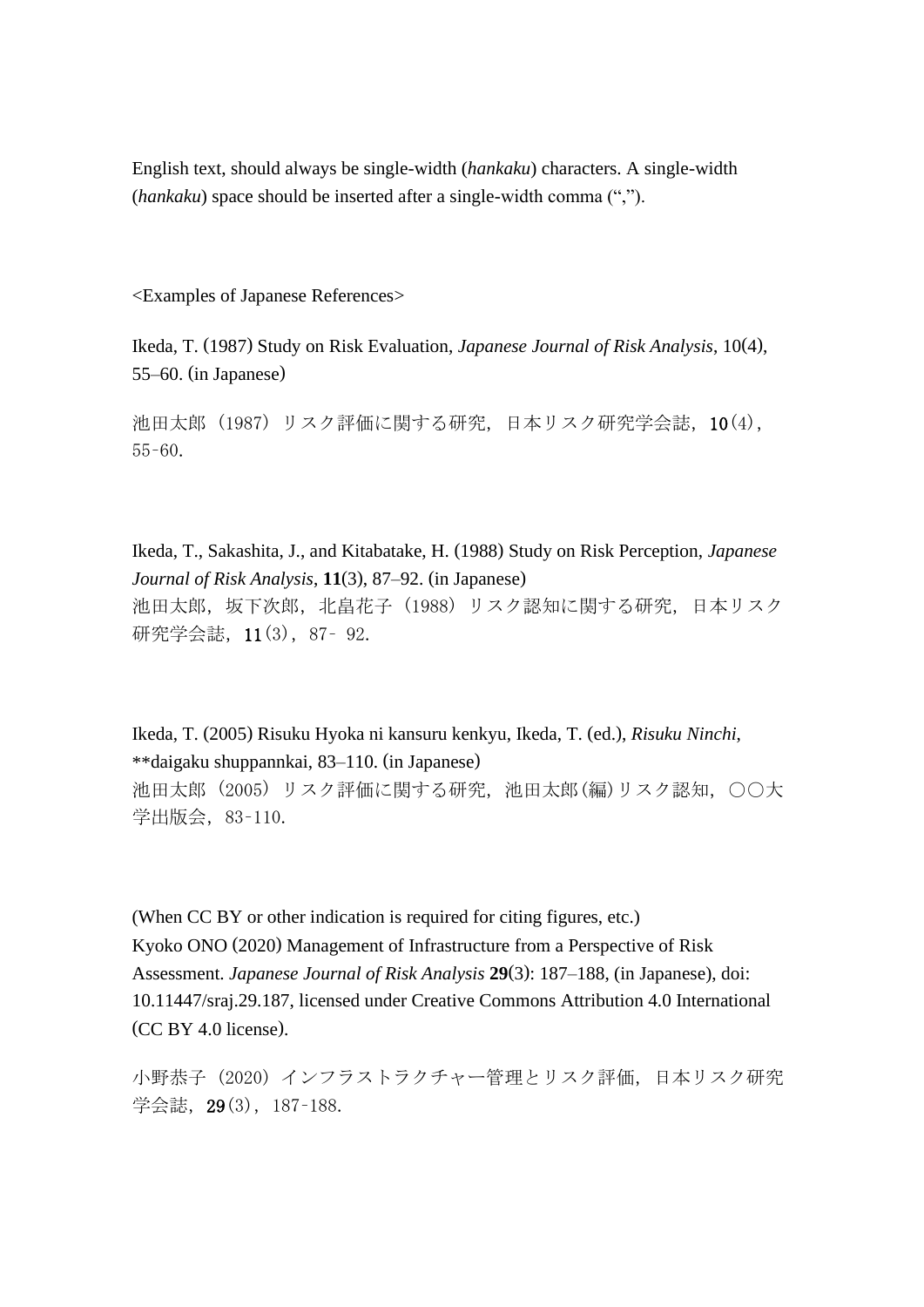English text, should always be single-width (*hankaku*) characters. A single-width (*hankaku*) space should be inserted after a single-width comma (“,”).

<Examples of Japanese References>

Ikeda, T. (1987) Study on Risk Evaluation, *Japanese Journal of Risk Analysis*, 10(4), 55–60. (in Japanese)

池田太郎（1987）リスク評価に関する研究，日本リスク研究学会誌，**10**(4)，55-60.

Ikeda, T., Sakashita, J., and Kitabatake, H. (1988) Study on Risk Perception, *Japanese Journal of Risk Analysis*, **11**(3), 87–92. (in Japanese)
池田太郎，坂下次郎，北畠花子（1988）リスク認知に関する研究，日本リスク研究学会誌，**11**(3)，87- 92.

Ikeda, T. (2005) Risuku Hyoka ni kansuru kenkyu, Ikeda, T. (ed.), *Risuku Ninchi*, **daigaku shuppannkai, 83–110. (in Japanese)
池田太郎（2005）リスク評価に関する研究，池田太郎(編)リスク認知，○○大学出版会，83-110.

(When CC BY or other indication is required for citing figures, etc.)
Kyoko ONO (2020) Management of Infrastructure from a Perspective of Risk Assessment. *Japanese Journal of Risk Analysis* **29**(3): 187–188, (in Japanese), doi: 10.11447/sraj.29.187, licensed under Creative Commons Attribution 4.0 International (CC BY 4.0 license).

小野恭子（2020）インフラストラクチャー管理とリスク評価，日本リスク研究学会誌，**29**(3)，187-188.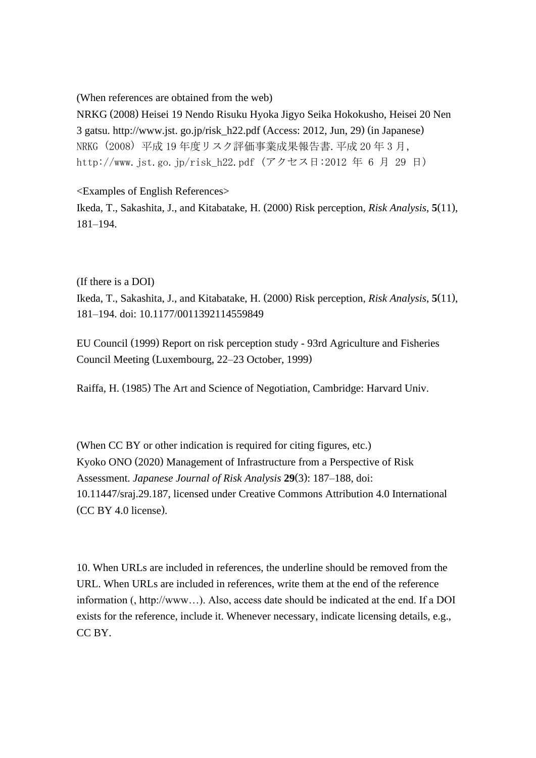(When references are obtained from the web)

NRKG (2008) Heisei 19 Nendo Risuku Hyoka Jigyo Seika Hokokusho, Heisei 20 Nen 3 gatsu. http://www.jst. go.jp/risk_h22.pdf (Access: 2012, Jun, 29) (in Japanese)

NRKG（2008）平成 19 年度リスク評価事業成果報告書. 平成 20 年 3 月, http://www.jst.go.jp/risk_h22.pdf（アクセス日:2012 年 6 月 29 日）

<Examples of English References>

Ikeda, T., Sakashita, J., and Kitabatake, H. (2000) Risk perception, *Risk Analysis*, **5**(11), 181–194.

(If there is a DOI)

Ikeda, T., Sakashita, J., and Kitabatake, H. (2000) Risk perception, *Risk Analysis*, **5**(11), 181–194. doi: 10.1177/0011392114559849

EU Council (1999) Report on risk perception study - 93rd Agriculture and Fisheries Council Meeting (Luxembourg, 22–23 October, 1999)

Raiffa, H. (1985) The Art and Science of Negotiation, Cambridge: Harvard Univ.

(When CC BY or other indication is required for citing figures, etc.)

Kyoko ONO (2020) Management of Infrastructure from a Perspective of Risk Assessment. *Japanese Journal of Risk Analysis* **29**(3): 187–188, doi: 10.11447/sraj.29.187, licensed under Creative Commons Attribution 4.0 International (CC BY 4.0 license).

10. When URLs are included in references, the underline should be removed from the URL. When URLs are included in references, write them at the end of the reference information (, http://www…). Also, access date should be indicated at the end. If a DOI exists for the reference, include it. Whenever necessary, indicate licensing details, e.g., CC BY.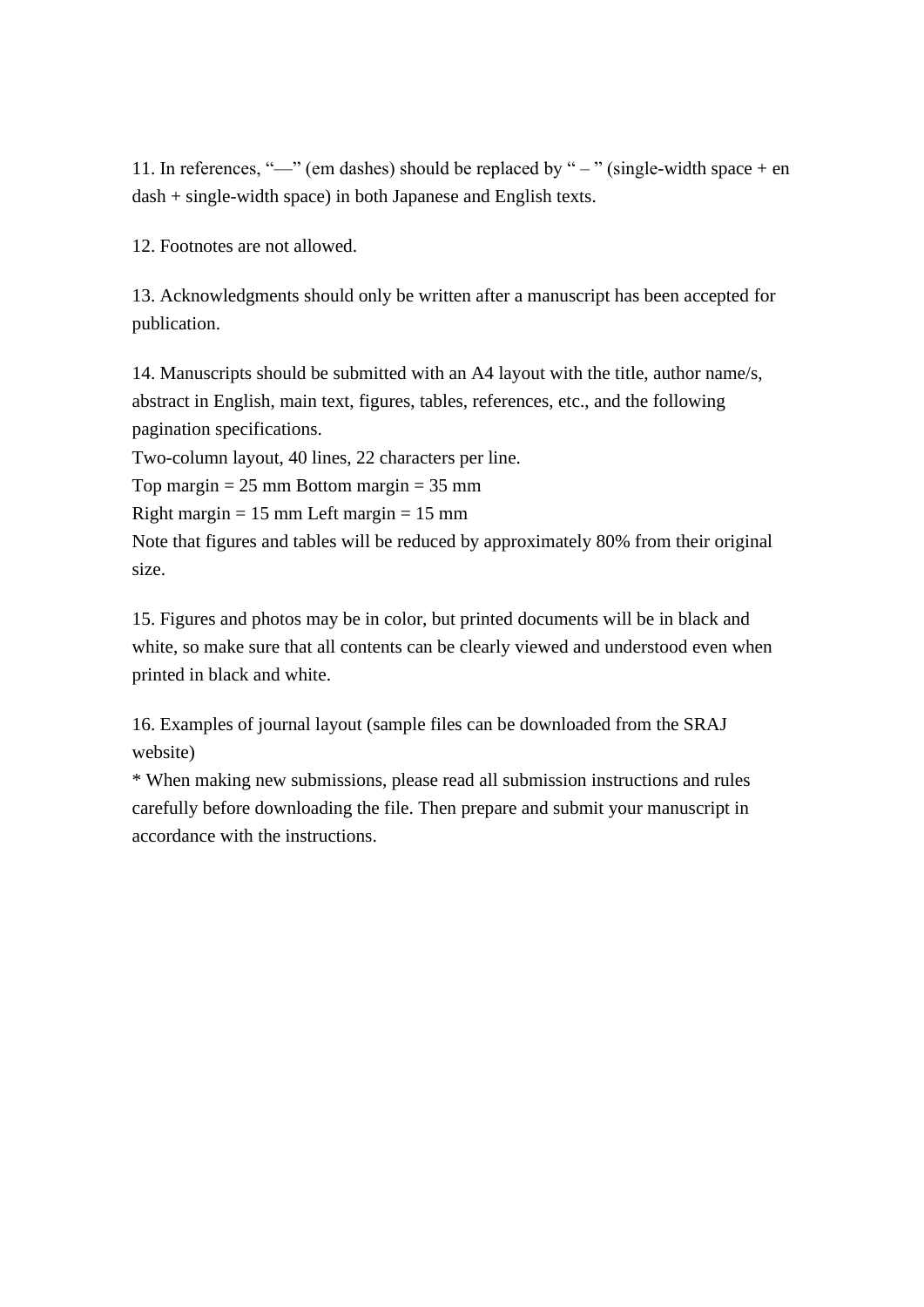11. In references, "—" (em dashes) should be replaced by " – " (single-width space + en dash + single-width space) in both Japanese and English texts.

12. Footnotes are not allowed.

13. Acknowledgments should only be written after a manuscript has been accepted for publication.

14. Manuscripts should be submitted with an A4 layout with the title, author name/s, abstract in English, main text, figures, tables, references, etc., and the following pagination specifications.
Two-column layout, 40 lines, 22 characters per line.
Top margin = 25 mm Bottom margin = 35 mm
Right margin = 15 mm Left margin = 15 mm
Note that figures and tables will be reduced by approximately 80% from their original size.

15. Figures and photos may be in color, but printed documents will be in black and white, so make sure that all contents can be clearly viewed and understood even when printed in black and white.

16. Examples of journal layout (sample files can be downloaded from the SRAJ website)
* When making new submissions, please read all submission instructions and rules carefully before downloading the file. Then prepare and submit your manuscript in accordance with the instructions.